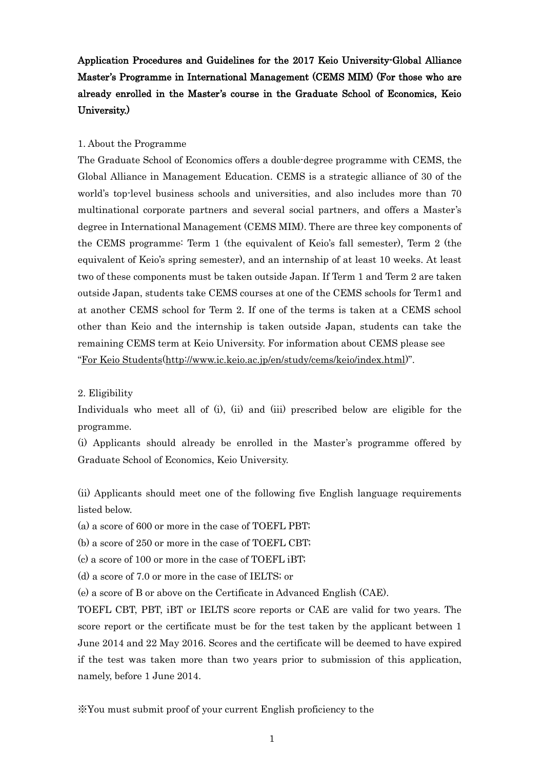# Application Procedures and Guidelines for the 2017 Keio University-Global Alliance Master's Programme in International Management (CEMS MIM) (For those who are already enrolled in the Master's course in the Graduate School of Economics, Keio University.)

1. About the Programme

The Graduate School of Economics offers a double-degree programme with CEMS, the Global Alliance in Management Education. CEMS is a strategic alliance of 30 of the world's top-level business schools and universities, and also includes more than 70 multinational corporate partners and several social partners, and offers a Master's degree in International Management (CEMS MIM). There are three key components of the CEMS programme: Term 1 (the equivalent of Keio's fall semester), Term 2 (the equivalent of Keio's spring semester), and an internship of at least 10 weeks. At least two of these components must be taken outside Japan. If Term 1 and Term 2 are taken outside Japan, students take CEMS courses at one of the CEMS schools for Term1 and at another CEMS school for Term 2. If one of the terms is taken at a CEMS school other than Keio and the internship is taken outside Japan, students can take the remaining CEMS term at Keio University. For information about CEMS please see "For Keio Students(http://www.ic.keio.ac.jp/en/study/cems/keio/index.html)".

2. Eligibility

Individuals who meet all of (i), (ii) and (iii) prescribed below are eligible for the programme.

(i) Applicants should already be enrolled in the Master's programme offered by Graduate School of Economics, Keio University.

(ii) Applicants should meet one of the following five English language requirements listed below.

(a) a score of 600 or more in the case of TOEFL PBT;

(b) a score of 250 or more in the case of TOEFL CBT;

(c) a score of 100 or more in the case of TOEFL iBT;

(d) a score of 7.0 or more in the case of IELTS; or

(e) a score of B or above on the Certificate in Advanced English (CAE).

TOEFL CBT, PBT, iBT or IELTS score reports or CAE are valid for two years. The score report or the certificate must be for the test taken by the applicant between 1 June 2014 and 22 May 2016. Scores and the certificate will be deemed to have expired if the test was taken more than two years prior to submission of this application, namely, before 1 June 2014.

※You must submit proof of your current English proficiency to the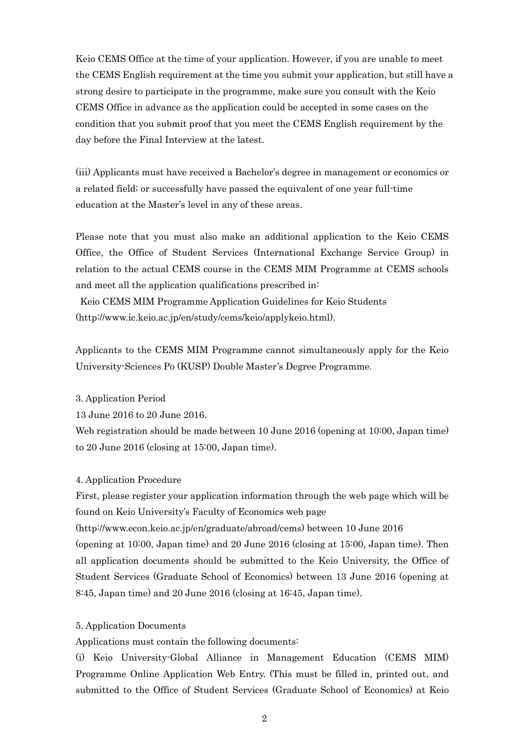Keio CEMS Office at the time of your application. However, if you are unable to meet the CEMS English requirement at the time you submit your application, but still have a strong desire to participate in the programme, make sure you consult with the Keio CEMS Office in advance as the application could be accepted in some cases on the condition that you submit proof that you meet the CEMS English requirement by the day before the Final Interview at the latest.

(iii) Applicants must have received a Bachelor's degree in management or economics or a related field; or successfully have passed the equivalent of one year full-time education at the Master's level in any of these areas.

Please note that you must also make an additional application to the Keio CEMS Office, the Office of Student Services (International Exchange Service Group) in relation to the actual CEMS course in the CEMS MIM Programme at CEMS schools and meet all the application qualifications prescribed in:

Keio CEMS MIM Programme Application Guidelines for Keio Students (http://www.ic.keio.ac.jp/en/study/cems/keio/applykeio.html).

Applicants to the CEMS MIM Programme cannot simultaneously apply for the Keio University-Sciences Po (KUSP) Double Master's Degree Programme.

3. Application Period

13 June 2016 to 20 June 2016.

Web registration should be made between 10 June 2016 (opening at 10:00, Japan time) to 20 June 2016 (closing at 15:00, Japan time).

4. Application Procedure

First, please register your application information through the web page which will be found on Keio University's Faculty of Economics web page (http://www.econ.keio.ac.jp/en/graduate/abroad/cems) between 10 June 2016 (opening at 10:00, Japan time) and 20 June 2016 (closing at 15:00, Japan time). Then all application documents should be submitted to the Keio University, the Office of Student Services (Graduate School of Economics) between 13 June 2016 (opening at 8:45, Japan time) and 20 June 2016 (closing at 16:45, Japan time).

5. Application Documents

Applications must contain the following documents:

(i) Keio University-Global Alliance in Management Education (CEMS MIM) Programme Online Application Web Entry. (This must be filled in, printed out, and submitted to the Office of Student Services (Graduate School of Economics) at Keio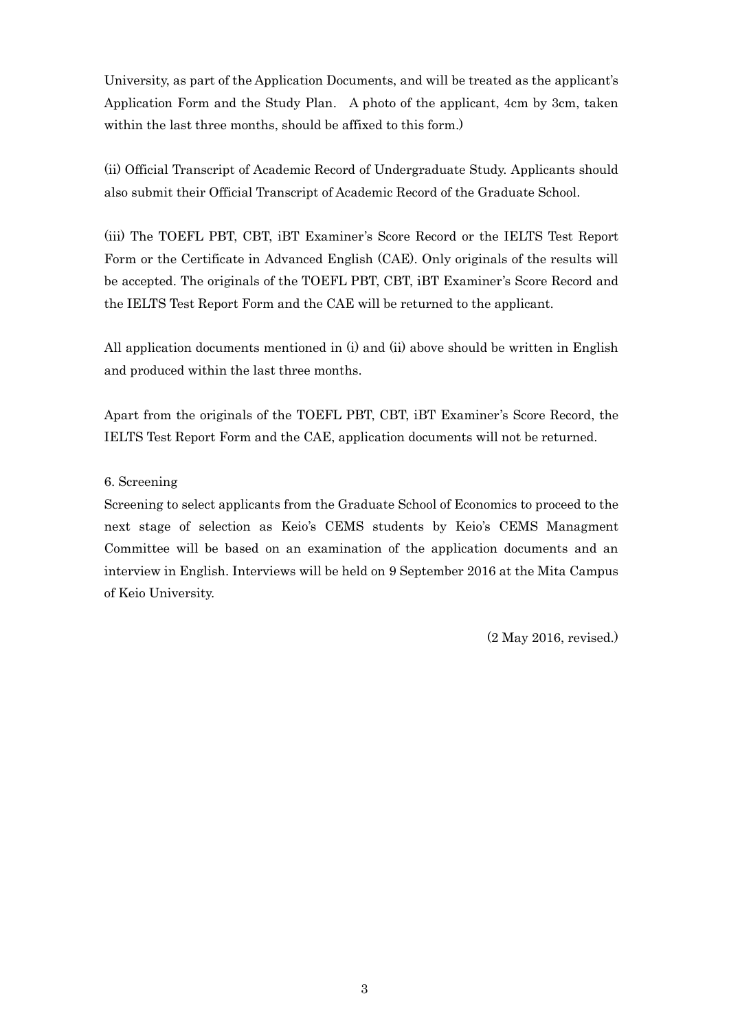University, as part of the Application Documents, and will be treated as the applicant's Application Form and the Study Plan. A photo of the applicant, 4cm by 3cm, taken within the last three months, should be affixed to this form.)

(ii) Official Transcript of Academic Record of Undergraduate Study. Applicants should also submit their Official Transcript of Academic Record of the Graduate School.

(iii) The TOEFL PBT, CBT, iBT Examiner's Score Record or the IELTS Test Report Form or the Certificate in Advanced English (CAE). Only originals of the results will be accepted. The originals of the TOEFL PBT, CBT, iBT Examiner's Score Record and the IELTS Test Report Form and the CAE will be returned to the applicant.

All application documents mentioned in (i) and (ii) above should be written in English and produced within the last three months.

Apart from the originals of the TOEFL PBT, CBT, iBT Examiner's Score Record, the IELTS Test Report Form and the CAE, application documents will not be returned.

6. Screening

Screening to select applicants from the Graduate School of Economics to proceed to the next stage of selection as Keio's CEMS students by Keio's CEMS Managment Committee will be based on an examination of the application documents and an interview in English. Interviews will be held on 9 September 2016 at the Mita Campus of Keio University.

(2 May 2016, revised.)